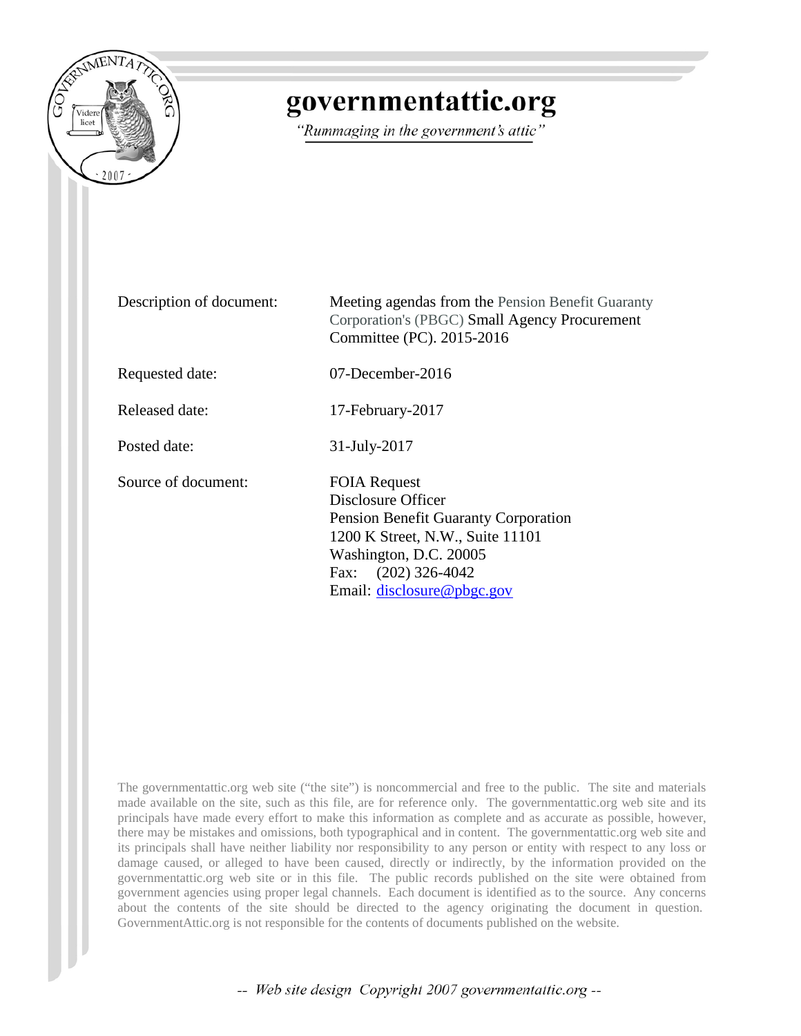# governmentattic.org

*"Rummaging in the government's attic"*

| | |
|---|---|
| Description of document: | Meeting agendas from the Pension Benefit Guaranty Corporation's (PBGC) Small Agency Procurement Committee (PC). 2015-2016 |
| Requested date: | 07-December-2016 |
| Released date: | 17-February-2017 |
| Posted date: | 31-July-2017 |
| Source of document: | FOIA Request<br>Disclosure Officer<br>Pension Benefit Guaranty Corporation<br>1200 K Street, N.W., Suite 11101<br>Washington, D.C. 20005<br>Fax: (202) 326-4042<br>Email: disclosure@pbgc.gov |

The governmentattic.org web site ("the site") is noncommercial and free to the public. The site and materials made available on the site, such as this file, are for reference only. The governmentattic.org web site and its principals have made every effort to make this information as complete and as accurate as possible, however, there may be mistakes and omissions, both typographical and in content. The governmentattic.org web site and its principals shall have neither liability nor responsibility to any person or entity with respect to any loss or damage caused, or alleged to have been caused, directly or indirectly, by the information provided on the governmentattic.org web site or in this file. The public records published on the site were obtained from government agencies using proper legal channels. Each document is identified as to the source. Any concerns about the contents of the site should be directed to the agency originating the document in question. GovernmentAttic.org is not responsible for the contents of documents published on the website.

-- Web site design Copyright 2007 governmentattic.org --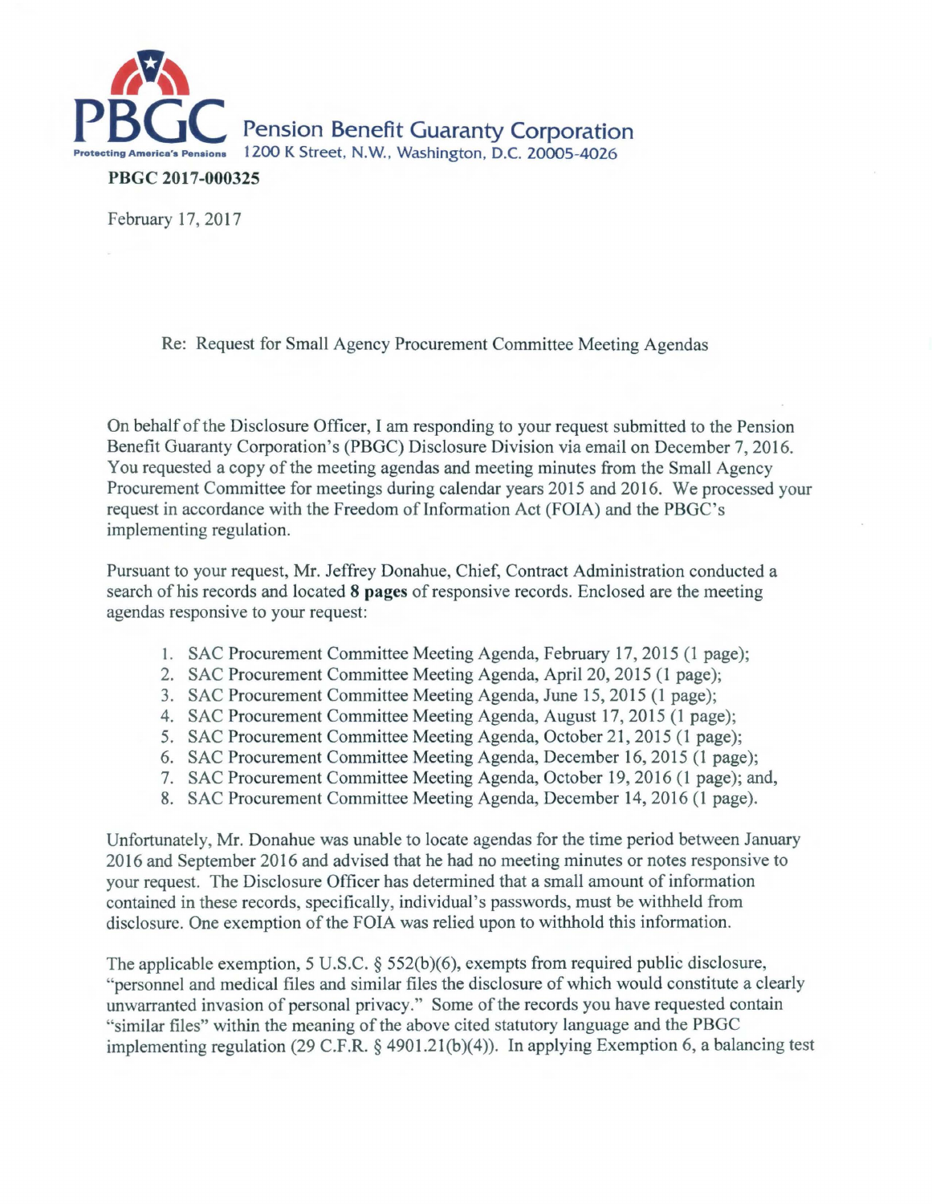**PBGC** Pension Benefit Guaranty Corporation
Protecting America's Pensions 1200 K Street, N.W., Washington, D.C. 20005-4026

**PBGC 2017-000325**

February 17, 2017

Re: Request for Small Agency Procurement Committee Meeting Agendas

On behalf of the Disclosure Officer, I am responding to your request submitted to the Pension Benefit Guaranty Corporation's (PBGC) Disclosure Division via email on December 7, 2016. You requested a copy of the meeting agendas and meeting minutes from the Small Agency Procurement Committee for meetings during calendar years 2015 and 2016. We processed your request in accordance with the Freedom of Information Act (FOIA) and the PBGC's implementing regulation.

Pursuant to your request, Mr. Jeffrey Donahue, Chief, Contract Administration conducted a search of his records and located **8 pages** of responsive records. Enclosed are the meeting agendas responsive to your request:

1. SAC Procurement Committee Meeting Agenda, February 17, 2015 (1 page);
2. SAC Procurement Committee Meeting Agenda, April 20, 2015 (1 page);
3. SAC Procurement Committee Meeting Agenda, June 15, 2015 (1 page);
4. SAC Procurement Committee Meeting Agenda, August 17, 2015 (1 page);
5. SAC Procurement Committee Meeting Agenda, October 21, 2015 (1 page);
6. SAC Procurement Committee Meeting Agenda, December 16, 2015 (1 page);
7. SAC Procurement Committee Meeting Agenda, October 19, 2016 (1 page); and,
8. SAC Procurement Committee Meeting Agenda, December 14, 2016 (1 page).

Unfortunately, Mr. Donahue was unable to locate agendas for the time period between January 2016 and September 2016 and advised that he had no meeting minutes or notes responsive to your request. The Disclosure Officer has determined that a small amount of information contained in these records, specifically, individual's passwords, must be withheld from disclosure. One exemption of the FOIA was relied upon to withhold this information.

The applicable exemption, 5 U.S.C. § 552(b)(6), exempts from required public disclosure, "personnel and medical files and similar files the disclosure of which would constitute a clearly unwarranted invasion of personal privacy." Some of the records you have requested contain "similar files" within the meaning of the above cited statutory language and the PBGC implementing regulation (29 C.F.R. § 4901.21(b)(4)). In applying Exemption 6, a balancing test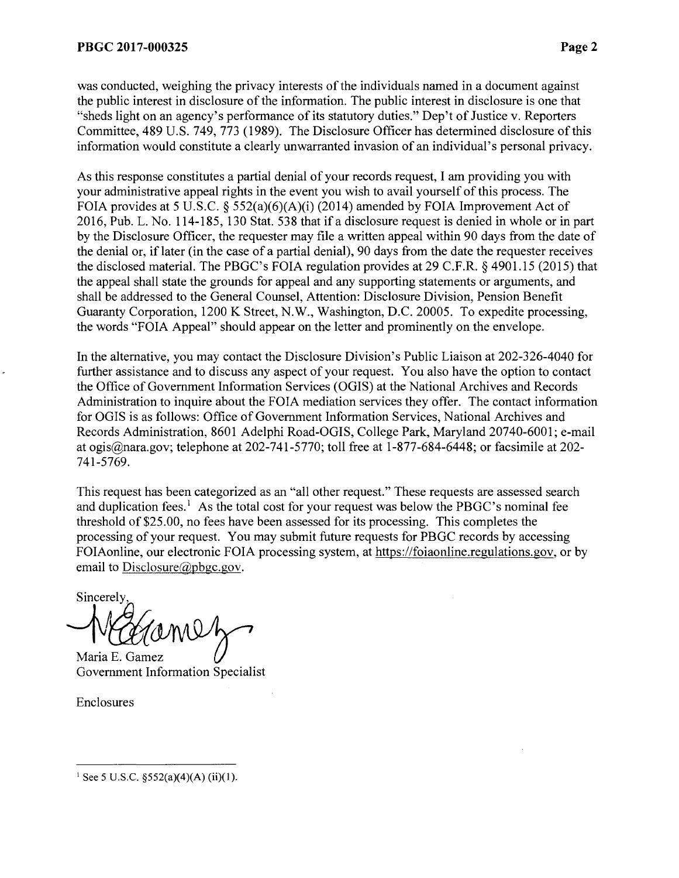was conducted, weighing the privacy interests of the individuals named in a document against the public interest in disclosure of the information. The public interest in disclosure is one that "sheds light on an agency's performance of its statutory duties." Dep't of Justice v. Reporters Committee, 489 U.S. 749, 773 (1989). The Disclosure Officer has determined disclosure of this information would constitute a clearly unwarranted invasion of an individual's personal privacy.

As this response constitutes a partial denial of your records request, I am providing you with your administrative appeal rights in the event you wish to avail yourself of this process. The FOIA provides at 5 U.S.C. § 552(a)(6)(A)(i) (2014) amended by FOIA Improvement Act of 2016, Pub. L. No. 114-185, 130 Stat. 538 that if a disclosure request is denied in whole or in part by the Disclosure Officer, the requester may file a written appeal within 90 days from the date of the denial or, if later (in the case of a partial denial), 90 days from the date the requester receives the disclosed material. The PBGC's FOIA regulation provides at 29 C.F.R. § 4901.15 (2015) that the appeal shall state the grounds for appeal and any supporting statements or arguments, and shall be addressed to the General Counsel, Attention: Disclosure Division, Pension Benefit Guaranty Corporation, 1200 K Street, N.W., Washington, D.C. 20005. To expedite processing, the words "FOIA Appeal" should appear on the letter and prominently on the envelope.

In the alternative, you may contact the Disclosure Division's Public Liaison at 202-326-4040 for further assistance and to discuss any aspect of your request. You also have the option to contact the Office of Government Information Services (OGIS) at the National Archives and Records Administration to inquire about the FOIA mediation services they offer. The contact information for OGIS is as follows: Office of Government Information Services, National Archives and Records Administration, 8601 Adelphi Road-OGIS, College Park, Maryland 20740-6001; e-mail at ogis@nara.gov; telephone at 202-741-5770; toll free at 1-877-684-6448; or facsimile at 202-741-5769.

This request has been categorized as an "all other request." These requests are assessed search and duplication fees.[1] As the total cost for your request was below the PBGC's nominal fee threshold of $25.00, no fees have been assessed for its processing. This completes the processing of your request. You may submit future requests for PBGC records by accessing FOIAonline, our electronic FOIA processing system, at https://foiaonline.regulations.gov, or by email to Disclosure@pbgc.gov.

Sincerely,

Maria E. Gamez
Government Information Specialist

Enclosures

---

[1] See 5 U.S.C. §552(a)(4)(A) (ii)(1).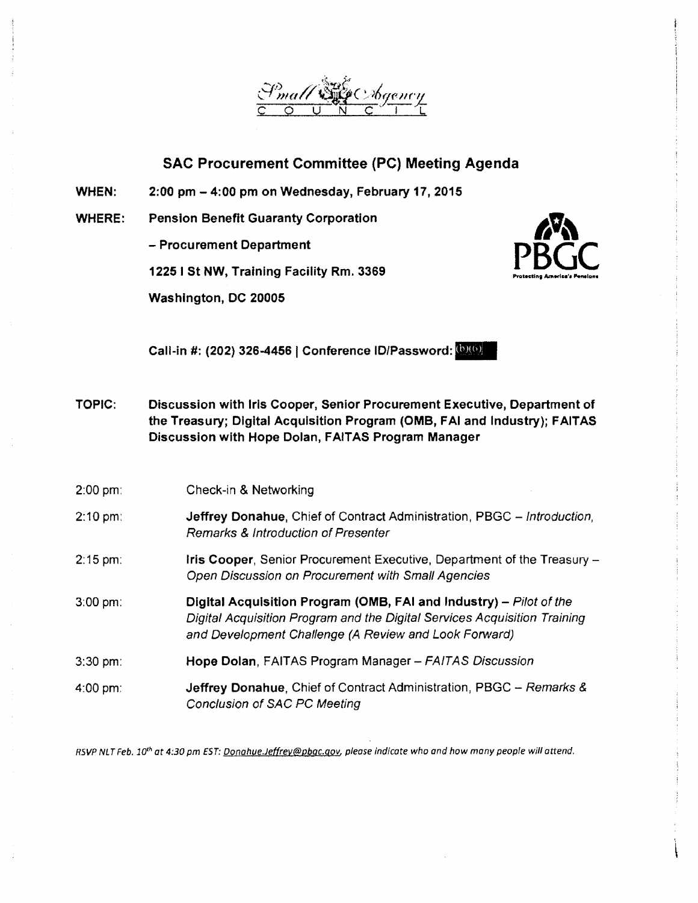Small Agency
C O U N C I L

## SAC Procurement Committee (PC) Meeting Agenda

**WHEN:** **2:00 pm – 4:00 pm on Wednesday, February 17, 2015**

**WHERE:** **Pension Benefit Guaranty Corporation**

**– Procurement Department**

**1225 I St NW, Training Facility Rm. 3369**

**Washington, DC 20005**

PBGC
Protecting America's Pensions

**Call-in #: (202) 326-4456 | Conference ID/Password:** (b)(6)

**TOPIC:** **Discussion with Iris Cooper, Senior Procurement Executive, Department of the Treasury; Digital Acquisition Program (OMB, FAI and Industry); FAITAS Discussion with Hope Dolan, FAITAS Program Manager**

2:00 pm: Check-in & Networking

2:10 pm: **Jeffrey Donahue**, Chief of Contract Administration, PBGC – *Introduction, Remarks & Introduction of Presenter*

2:15 pm: **Iris Cooper**, Senior Procurement Executive, Department of the Treasury – *Open Discussion on Procurement with Small Agencies*

3:00 pm: **Digital Acquisition Program (OMB, FAI and Industry)** – *Pilot of the Digital Acquisition Program and the Digital Services Acquisition Training and Development Challenge (A Review and Look Forward)*

3:30 pm: **Hope Dolan**, FAITAS Program Manager – *FAITAS Discussion*

4:00 pm: **Jeffrey Donahue**, Chief of Contract Administration, PBGC – *Remarks & Conclusion of SAC PC Meeting*

*RSVP NLT Feb. 10th at 4:30 pm EST: Donahue.Jeffrey@pbgc.gov, please indicate who and how many people will attend.*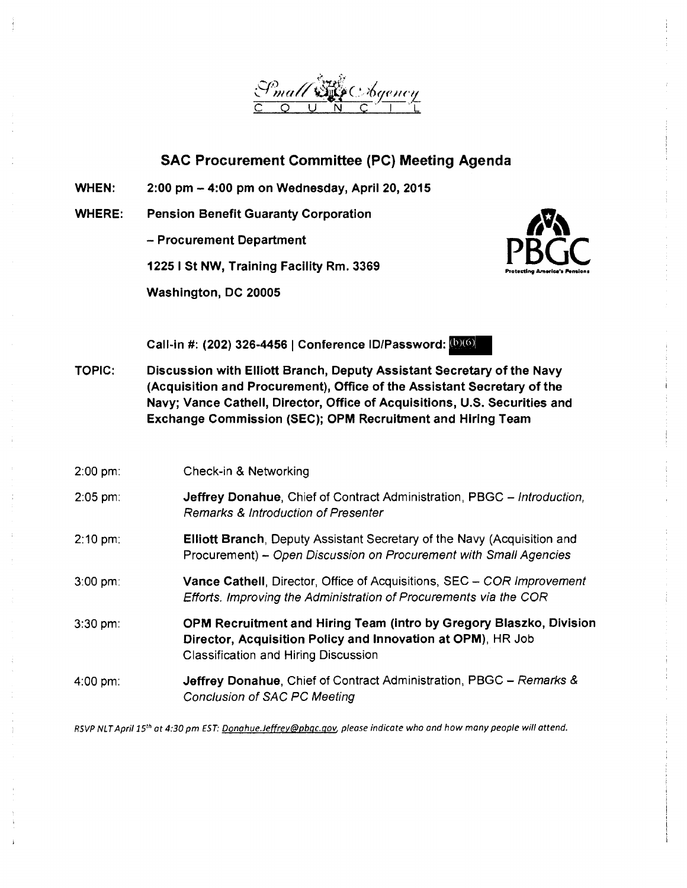Small Agency
C O U N C I L

## SAC Procurement Committee (PC) Meeting Agenda

**WHEN:** **2:00 pm – 4:00 pm on Wednesday, April 20, 2015**

**WHERE:** **Pension Benefit Guaranty Corporation**

**– Procurement Department**

**1225 I St NW, Training Facility Rm. 3369**

**Washington, DC 20005**

PBGC
Protecting America's Pensions

**Call-in #: (202) 326-4456 | Conference ID/Password:** (b)(6)

**TOPIC:** **Discussion with Elliott Branch, Deputy Assistant Secretary of the Navy (Acquisition and Procurement), Office of the Assistant Secretary of the Navy; Vance Cathell, Director, Office of Acquisitions, U.S. Securities and Exchange Commission (SEC); OPM Recruitment and Hiring Team**

2:00 pm: Check-in & Networking

2:05 pm: **Jeffrey Donahue**, Chief of Contract Administration, PBGC – *Introduction, Remarks & Introduction of Presenter*

2:10 pm: **Elliott Branch**, Deputy Assistant Secretary of the Navy (Acquisition and Procurement) – *Open Discussion on Procurement with Small Agencies*

3:00 pm: **Vance Cathell**, Director, Office of Acquisitions, SEC – *COR Improvement Efforts. Improving the Administration of Procurements via the COR*

3:30 pm: **OPM Recruitment and Hiring Team (intro by Gregory Blaszko, Division Director, Acquisition Policy and Innovation at OPM)**, HR Job Classification and Hiring Discussion

4:00 pm: **Jeffrey Donahue**, Chief of Contract Administration, PBGC – *Remarks & Conclusion of SAC PC Meeting*

*RSVP NLT April 15th at 4:30 pm EST: Donahue.Jeffrey@pbgc.gov, please indicate who and how many people will attend.*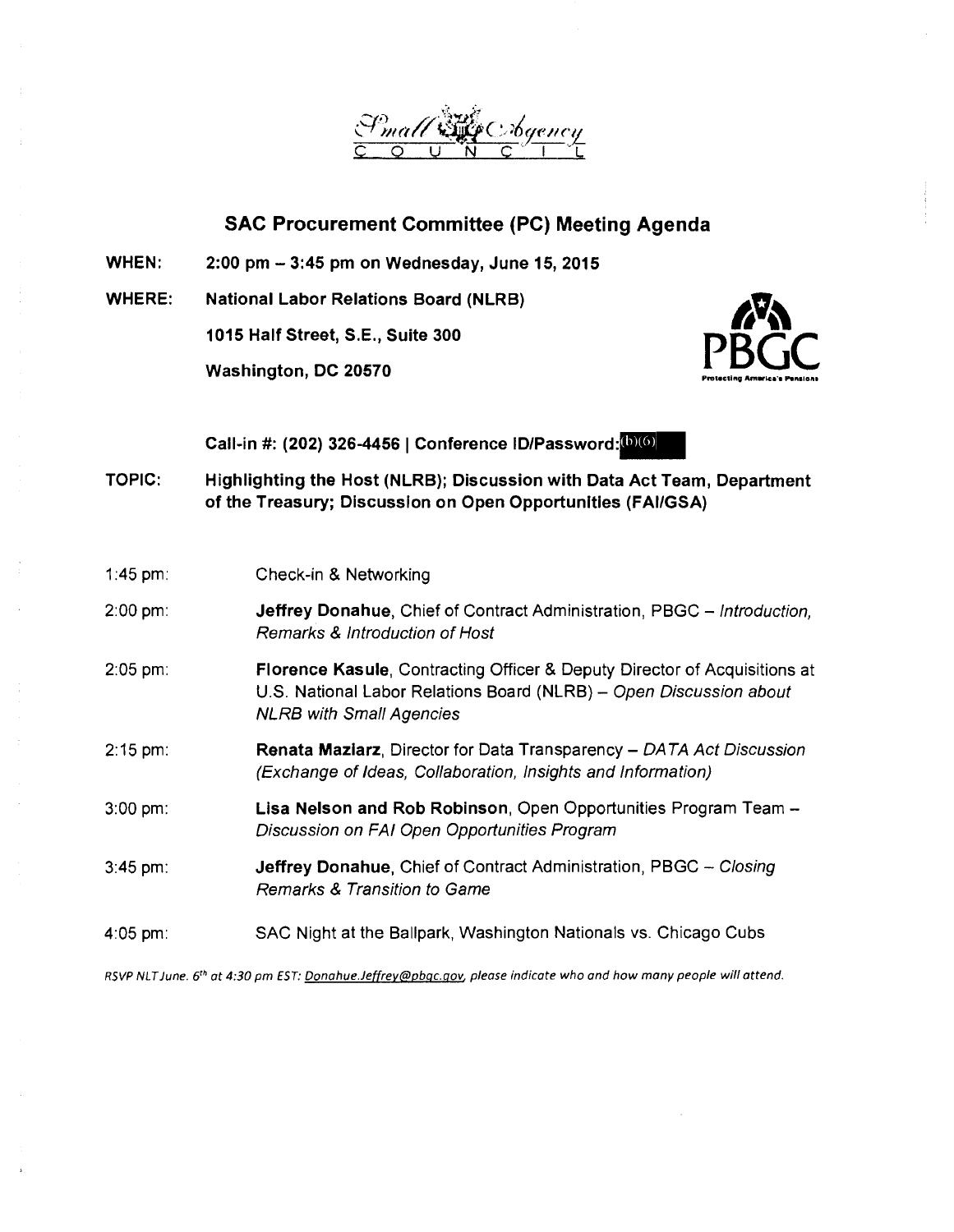Small Agency
C O U N C I L

## SAC Procurement Committee (PC) Meeting Agenda

**WHEN:** **2:00 pm – 3:45 pm on Wednesday, June 15, 2015**

**WHERE:** **National Labor Relations Board (NLRB)**

**1015 Half Street, S.E., Suite 300**

**Washington, DC 20570**

PBGC
Protecting America's Pensions

**Call-in #: (202) 326-4456 | Conference ID/Password:** (b)(6)

**TOPIC:** **Highlighting the Host (NLRB); Discussion with Data Act Team, Department of the Treasury; Discussion on Open Opportunities (FAI/GSA)**

1:45 pm: Check-in & Networking

2:00 pm: **Jeffrey Donahue**, Chief of Contract Administration, PBGC – *Introduction, Remarks & Introduction of Host*

2:05 pm: **Florence Kasule**, Contracting Officer & Deputy Director of Acquisitions at U.S. National Labor Relations Board (NLRB) – *Open Discussion about NLRB with Small Agencies*

2:15 pm: **Renata Maziarz**, Director for Data Transparency – *DATA Act Discussion (Exchange of Ideas, Collaboration, Insights and Information)*

3:00 pm: **Lisa Nelson and Rob Robinson**, Open Opportunities Program Team – *Discussion on FAI Open Opportunities Program*

3:45 pm: **Jeffrey Donahue**, Chief of Contract Administration, PBGC – *Closing Remarks & Transition to Game*

4:05 pm: SAC Night at the Ballpark, Washington Nationals vs. Chicago Cubs

*RSVP NLT June. 6th at 4:30 pm EST: Donahue.Jeffrey@pbgc.gov, please indicate who and how many people will attend.*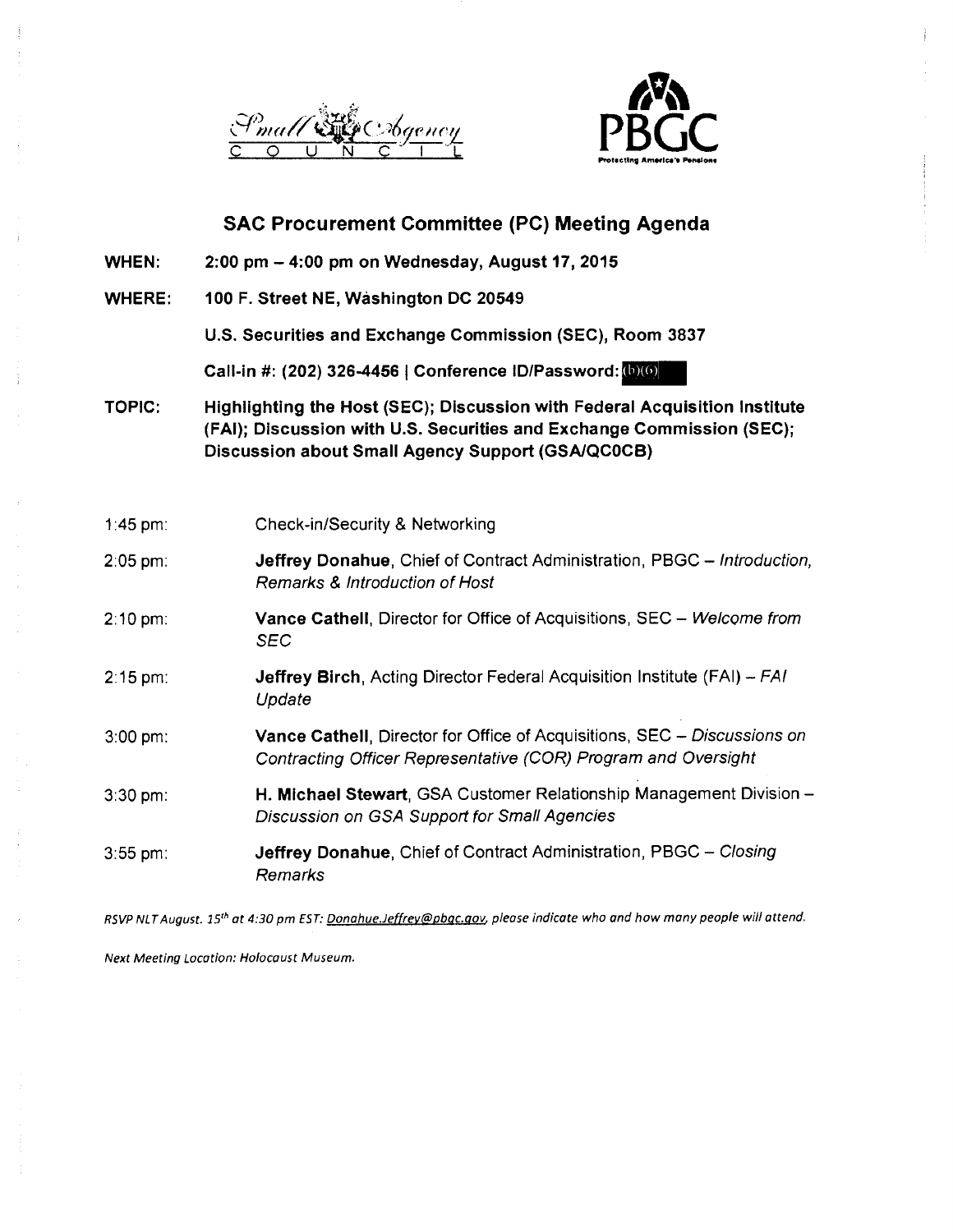Small Agency COUNCIL

PBGC
Protecting America's Pensions

## SAC Procurement Committee (PC) Meeting Agenda

**WHEN:** **2:00 pm – 4:00 pm on Wednesday, August 17, 2015**

**WHERE:** **100 F. Street NE, Washington DC 20549**

**U.S. Securities and Exchange Commission (SEC), Room 3837**

**Call-in #: (202) 326-4456 | Conference ID/Password:** (b)(6)

**TOPIC:** **Highlighting the Host (SEC); Discussion with Federal Acquisition Institute (FAI); Discussion with U.S. Securities and Exchange Commission (SEC); Discussion about Small Agency Support (GSA/QC0CB)**

1:45 pm: Check-in/Security & Networking

2:05 pm: **Jeffrey Donahue**, Chief of Contract Administration, PBGC – *Introduction, Remarks & Introduction of Host*

2:10 pm: **Vance Cathell**, Director for Office of Acquisitions, SEC – *Welcome from SEC*

2:15 pm: **Jeffrey Birch**, Acting Director Federal Acquisition Institute (FAI) – *FAI Update*

3:00 pm: **Vance Cathell**, Director for Office of Acquisitions, SEC – *Discussions on Contracting Officer Representative (COR) Program and Oversight*

3:30 pm: **H. Michael Stewart**, GSA Customer Relationship Management Division – *Discussion on GSA Support for Small Agencies*

3:55 pm: **Jeffrey Donahue**, Chief of Contract Administration, PBGC – *Closing Remarks*

*RSVP NLT August. 15th at 4:30 pm EST: Donahue.Jeffrey@pbgc.gov, please indicate who and how many people will attend.*

*Next Meeting Location: Holocaust Museum.*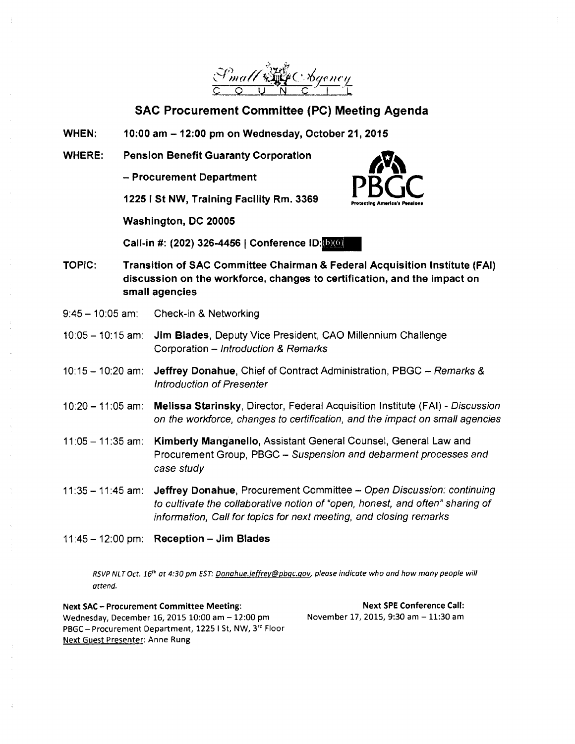Small Agency COUNCIL

## SAC Procurement Committee (PC) Meeting Agenda

**WHEN:** **10:00 am – 12:00 pm on Wednesday, October 21, 2015**

**WHERE:** **Pension Benefit Guaranty Corporation**

**– Procurement Department**

**1225 I St NW, Training Facility Rm. 3369**

**Washington, DC 20005**

**Call-in #: (202) 326-4456 | Conference ID:** (b)(6)

PBGC Protecting America's Pensions

**TOPIC:** **Transition of SAC Committee Chairman & Federal Acquisition Institute (FAI) discussion on the workforce, changes to certification, and the impact on small agencies**

9:45 – 10:05 am: Check-in & Networking

10:05 – 10:15 am: **Jim Blades**, Deputy Vice President, CAO Millennium Challenge Corporation – *Introduction & Remarks*

10:15 – 10:20 am: **Jeffrey Donahue**, Chief of Contract Administration, PBGC – *Remarks & Introduction of Presenter*

10:20 – 11:05 am: **Melissa Starinsky**, Director, Federal Acquisition Institute (FAI) - *Discussion on the workforce, changes to certification, and the impact on small agencies*

11:05 – 11:35 am: **Kimberly Manganello**, Assistant General Counsel, General Law and Procurement Group, PBGC – *Suspension and debarment processes and case study*

11:35 – 11:45 am: **Jeffrey Donahue**, Procurement Committee – *Open Discussion: continuing to cultivate the collaborative notion of "open, honest, and often" sharing of information, Call for topics for next meeting, and closing remarks*

11:45 – 12:00 pm: **Reception – Jim Blades**

*RSVP NLT Oct. 16th at 4:30 pm EST: Donahue.jeffrey@pbgc.gov, please indicate who and how many people will attend.*

**Next SAC – Procurement Committee Meeting:**
Wednesday, December 16, 2015 10:00 am – 12:00 pm
PBGC – Procurement Department, 1225 I St, NW, 3rd Floor
Next Guest Presenter: Anne Rung

**Next SPE Conference Call:**
November 17, 2015, 9:30 am – 11:30 am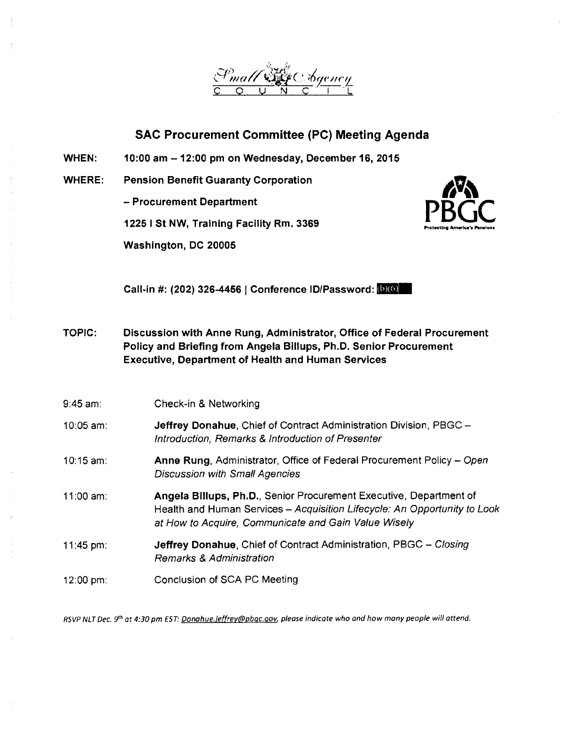Small Agency
C O U N C I L

## SAC Procurement Committee (PC) Meeting Agenda

**WHEN:** **10:00 am – 12:00 pm on Wednesday, December 16, 2015**

**WHERE:** **Pension Benefit Guaranty Corporation**

**– Procurement Department**

**1225 I St NW, Training Facility Rm. 3369**

**Washington, DC 20005**

PBGC
Protecting America's Pensions

**Call-in #: (202) 326-4456 | Conference ID/Password: (b)(6)**

**TOPIC:** **Discussion with Anne Rung, Administrator, Office of Federal Procurement Policy and Briefing from Angela Billups, Ph.D. Senior Procurement Executive, Department of Health and Human Services**

9:45 am: Check-in & Networking

10:05 am: **Jeffrey Donahue**, Chief of Contract Administration Division, PBGC – *Introduction, Remarks & Introduction of Presenter*

10:15 am: **Anne Rung**, Administrator, Office of Federal Procurement Policy – *Open Discussion with Small Agencies*

11:00 am: **Angela Billups, Ph.D.**, Senior Procurement Executive, Department of Health and Human Services – *Acquisition Lifecycle: An Opportunity to Look at How to Acquire, Communicate and Gain Value Wisely*

11:45 pm: **Jeffrey Donahue**, Chief of Contract Administration, PBGC – *Closing Remarks & Administration*

12:00 pm: Conclusion of SCA PC Meeting

*RSVP NLT Dec. 9th at 4:30 pm EST: Donahue.jeffrey@pbgc.gov, please indicate who and how many people will attend.*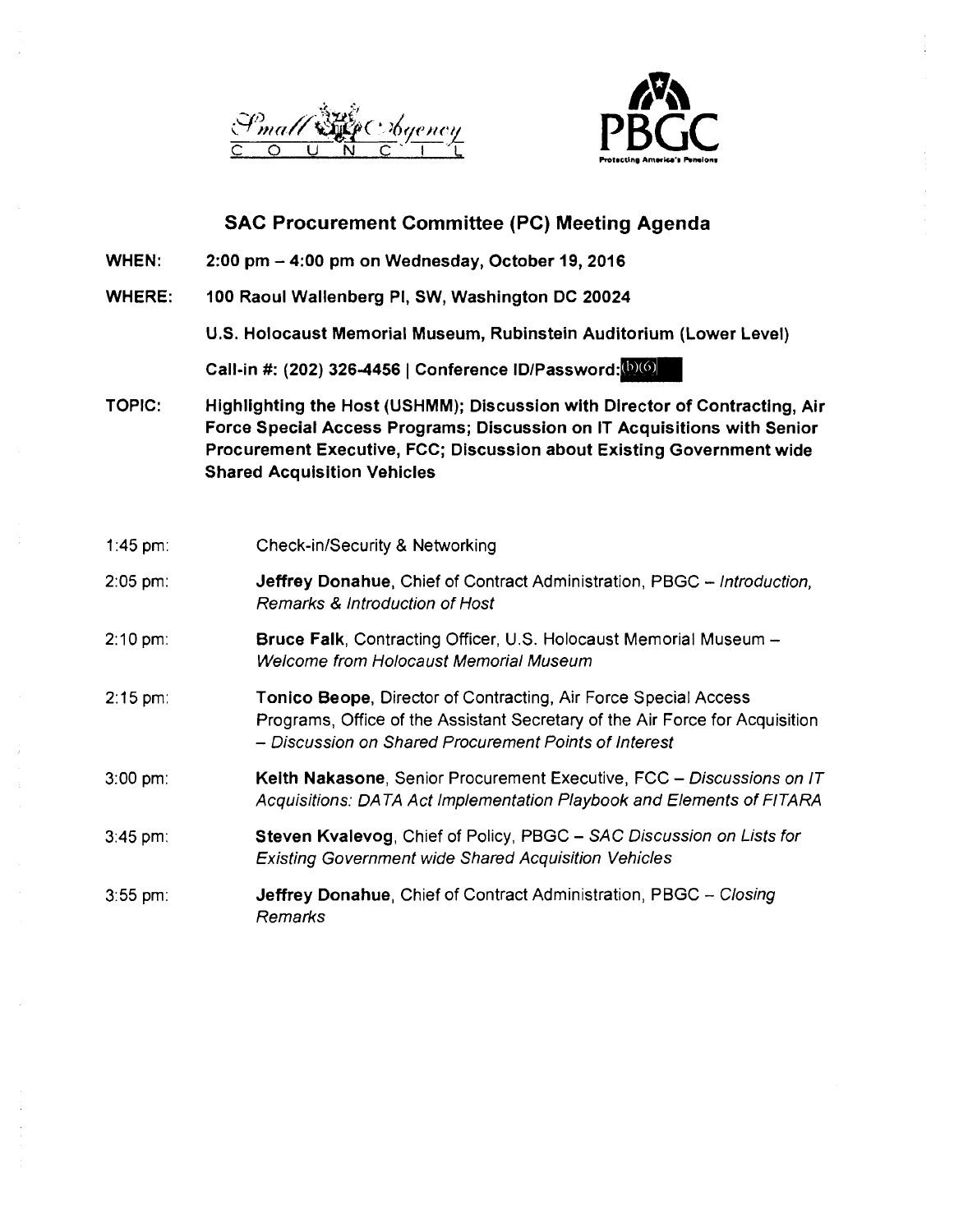Small Agency Council

PBGC
Protecting America's Pensions

## SAC Procurement Committee (PC) Meeting Agenda

**WHEN:** **2:00 pm – 4:00 pm on Wednesday, October 19, 2016**

**WHERE:** **100 Raoul Wallenberg Pl, SW, Washington DC 20024**

**U.S. Holocaust Memorial Museum, Rubinstein Auditorium (Lower Level)**

**Call-in #: (202) 326-4456 | Conference ID/Password:** (b)(6)

**TOPIC:** **Highlighting the Host (USHMM); Discussion with Director of Contracting, Air Force Special Access Programs; Discussion on IT Acquisitions with Senior Procurement Executive, FCC; Discussion about Existing Government wide Shared Acquisition Vehicles**

1:45 pm: Check-in/Security & Networking

2:05 pm: **Jeffrey Donahue**, Chief of Contract Administration, PBGC – *Introduction, Remarks & Introduction of Host*

2:10 pm: **Bruce Falk**, Contracting Officer, U.S. Holocaust Memorial Museum – *Welcome from Holocaust Memorial Museum*

2:15 pm: **Tonico Beope**, Director of Contracting, Air Force Special Access Programs, Office of the Assistant Secretary of the Air Force for Acquisition – *Discussion on Shared Procurement Points of Interest*

3:00 pm: **Keith Nakasone**, Senior Procurement Executive, FCC – *Discussions on IT Acquisitions: DATA Act Implementation Playbook and Elements of FITARA*

3:45 pm: **Steven Kvalevog**, Chief of Policy, PBGC – *SAC Discussion on Lists for Existing Government wide Shared Acquisition Vehicles*

3:55 pm: **Jeffrey Donahue**, Chief of Contract Administration, PBGC – *Closing Remarks*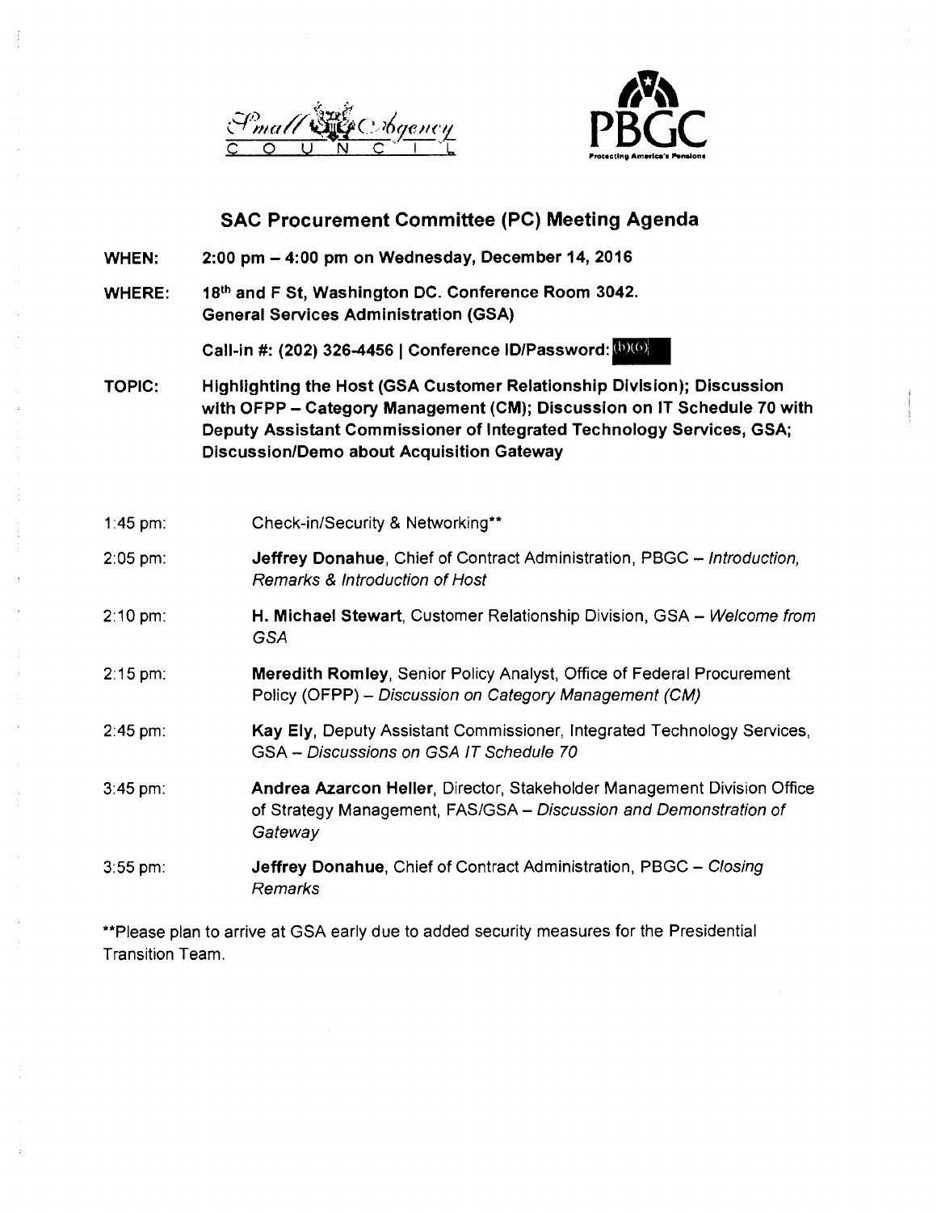Small Agency Council

PBGC
Protecting America's Pensions

## SAC Procurement Committee (PC) Meeting Agenda

**WHEN:** **2:00 pm – 4:00 pm on Wednesday, December 14, 2016**

**WHERE:** **18th and F St, Washington DC. Conference Room 3042. General Services Administration (GSA)**

**Call-in #: (202) 326-4456 | Conference ID/Password: (b)(6)**

**TOPIC:** **Highlighting the Host (GSA Customer Relationship Division); Discussion with OFPP – Category Management (CM); Discussion on IT Schedule 70 with Deputy Assistant Commissioner of Integrated Technology Services, GSA; Discussion/Demo about Acquisition Gateway**

1:45 pm: Check-in/Security & Networking**

2:05 pm: **Jeffrey Donahue**, Chief of Contract Administration, PBGC – *Introduction, Remarks & Introduction of Host*

2:10 pm: **H. Michael Stewart**, Customer Relationship Division, GSA – *Welcome from GSA*

2:15 pm: **Meredith Romley**, Senior Policy Analyst, Office of Federal Procurement Policy (OFPP) – *Discussion on Category Management (CM)*

2:45 pm: **Kay Ely**, Deputy Assistant Commissioner, Integrated Technology Services, GSA – *Discussions on GSA IT Schedule 70*

3:45 pm: **Andrea Azarcon Heller**, Director, Stakeholder Management Division Office of Strategy Management, FAS/GSA – *Discussion and Demonstration of Gateway*

3:55 pm: **Jeffrey Donahue**, Chief of Contract Administration, PBGC – *Closing Remarks*

**Please plan to arrive at GSA early due to added security measures for the Presidential Transition Team.